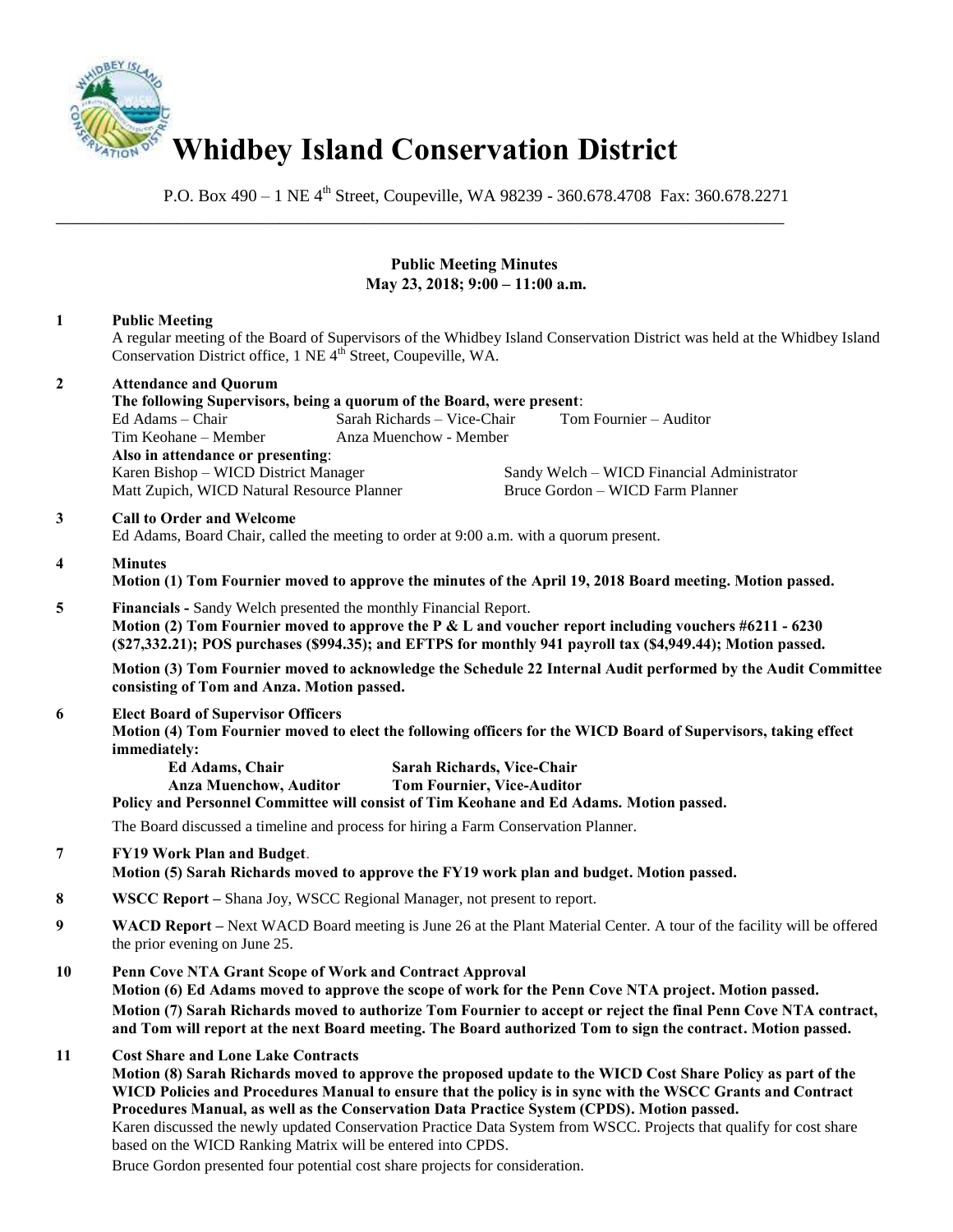# Whidbey Island Conservation District

P.O. Box 490 – 1 NE 4th Street, Coupeville, WA 98239 - 360.678.4708 Fax: 360.678.2271

---

**Public Meeting Minutes**
**May 23, 2018; 9:00 – 11:00 a.m.**

**1 Public Meeting**

A regular meeting of the Board of Supervisors of the Whidbey Island Conservation District was held at the Whidbey Island Conservation District office, 1 NE 4th Street, Coupeville, WA.

**2 Attendance and Quorum**

**The following Supervisors, being a quorum of the Board, were present**:

Ed Adams – Chair
Sarah Richards – Vice-Chair
Tom Fournier – Auditor
Tim Keohane – Member
Anza Muenchow - Member

**Also in attendance or presenting**:

Karen Bishop – WICD District Manager
Sandy Welch – WICD Financial Administrator
Matt Zupich, WICD Natural Resource Planner
Bruce Gordon – WICD Farm Planner

**3 Call to Order and Welcome**

Ed Adams, Board Chair, called the meeting to order at 9:00 a.m. with a quorum present.

**4 Minutes**

**Motion (1) Tom Fournier moved to approve the minutes of the April 19, 2018 Board meeting. Motion passed.**

**5 Financials -** Sandy Welch presented the monthly Financial Report.

**Motion (2) Tom Fournier moved to approve the P & L and voucher report including vouchers #6211 - 6230 ($27,332.21); POS purchases ($994.35); and EFTPS for monthly 941 payroll tax ($4,949.44); Motion passed.**

**Motion (3) Tom Fournier moved to acknowledge the Schedule 22 Internal Audit performed by the Audit Committee consisting of Tom and Anza. Motion passed.**

**6 Elect Board of Supervisor Officers**

**Motion (4) Tom Fournier moved to elect the following officers for the WICD Board of Supervisors, taking effect immediately:**

**Ed Adams, Chair** **Sarah Richards, Vice-Chair**
**Anza Muenchow, Auditor** **Tom Fournier, Vice-Auditor**

**Policy and Personnel Committee will consist of Tim Keohane and Ed Adams. Motion passed.**

The Board discussed a timeline and process for hiring a Farm Conservation Planner.

**7 FY19 Work Plan and Budget.**

**Motion (5) Sarah Richards moved to approve the FY19 work plan and budget. Motion passed.**

**8 WSCC Report –** Shana Joy, WSCC Regional Manager, not present to report.

**9 WACD Report –** Next WACD Board meeting is June 26 at the Plant Material Center. A tour of the facility will be offered the prior evening on June 25.

**10 Penn Cove NTA Grant Scope of Work and Contract Approval**

**Motion (6) Ed Adams moved to approve the scope of work for the Penn Cove NTA project. Motion passed.**

**Motion (7) Sarah Richards moved to authorize Tom Fournier to accept or reject the final Penn Cove NTA contract, and Tom will report at the next Board meeting. The Board authorized Tom to sign the contract. Motion passed.**

**11 Cost Share and Lone Lake Contracts**

**Motion (8) Sarah Richards moved to approve the proposed update to the WICD Cost Share Policy as part of the WICD Policies and Procedures Manual to ensure that the policy is in sync with the WSCC Grants and Contract Procedures Manual, as well as the Conservation Data Practice System (CPDS). Motion passed.**

Karen discussed the newly updated Conservation Practice Data System from WSCC. Projects that qualify for cost share based on the WICD Ranking Matrix will be entered into CPDS.

Bruce Gordon presented four potential cost share projects for consideration.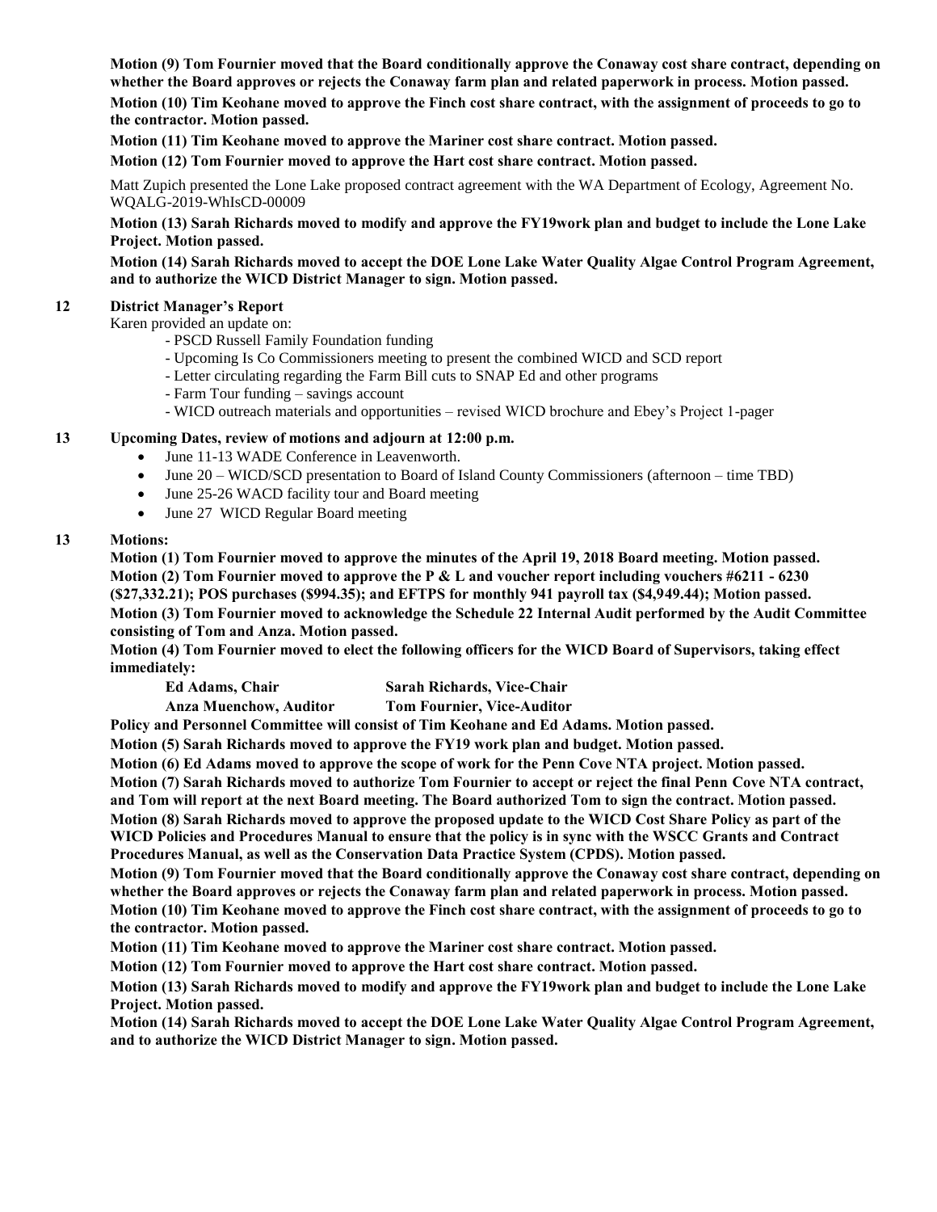**Motion (9) Tom Fournier moved that the Board conditionally approve the Conaway cost share contract, depending on whether the Board approves or rejects the Conaway farm plan and related paperwork in process. Motion passed.**

**Motion (10) Tim Keohane moved to approve the Finch cost share contract, with the assignment of proceeds to go to the contractor. Motion passed.**

**Motion (11) Tim Keohane moved to approve the Mariner cost share contract. Motion passed.**

**Motion (12) Tom Fournier moved to approve the Hart cost share contract. Motion passed.**

Matt Zupich presented the Lone Lake proposed contract agreement with the WA Department of Ecology, Agreement No. WQALG-2019-WhIsCD-00009

**Motion (13) Sarah Richards moved to modify and approve the FY19work plan and budget to include the Lone Lake Project. Motion passed.**

**Motion (14) Sarah Richards moved to accept the DOE Lone Lake Water Quality Algae Control Program Agreement, and to authorize the WICD District Manager to sign. Motion passed.**

## 12 District Manager's Report

Karen provided an update on:

- PSCD Russell Family Foundation funding
- Upcoming Is Co Commissioners meeting to present the combined WICD and SCD report
- Letter circulating regarding the Farm Bill cuts to SNAP Ed and other programs
- Farm Tour funding – savings account
- WICD outreach materials and opportunities – revised WICD brochure and Ebey's Project 1-pager

## 13 Upcoming Dates, review of motions and adjourn at 12:00 p.m.

- June 11-13 WADE Conference in Leavenworth.
- June 20 – WICD/SCD presentation to Board of Island County Commissioners (afternoon – time TBD)
- June 25-26 WACD facility tour and Board meeting
- June 27 WICD Regular Board meeting

## 13 Motions:

**Motion (1) Tom Fournier moved to approve the minutes of the April 19, 2018 Board meeting. Motion passed.**
**Motion (2) Tom Fournier moved to approve the P & L and voucher report including vouchers #6211 - 6230 ($27,332.21); POS purchases ($994.35); and EFTPS for monthly 941 payroll tax ($4,949.44); Motion passed.**
**Motion (3) Tom Fournier moved to acknowledge the Schedule 22 Internal Audit performed by the Audit Committee consisting of Tom and Anza. Motion passed.**
**Motion (4) Tom Fournier moved to elect the following officers for the WICD Board of Supervisors, taking effect immediately:**

**Ed Adams, Chair** **Sarah Richards, Vice-Chair**
**Anza Muenchow, Auditor** **Tom Fournier, Vice-Auditor**

**Policy and Personnel Committee will consist of Tim Keohane and Ed Adams. Motion passed.**

**Motion (5) Sarah Richards moved to approve the FY19 work plan and budget. Motion passed.**

**Motion (6) Ed Adams moved to approve the scope of work for the Penn Cove NTA project. Motion passed.**

**Motion (7) Sarah Richards moved to authorize Tom Fournier to accept or reject the final Penn Cove NTA contract, and Tom will report at the next Board meeting. The Board authorized Tom to sign the contract. Motion passed.**

**Motion (8) Sarah Richards moved to approve the proposed update to the WICD Cost Share Policy as part of the WICD Policies and Procedures Manual to ensure that the policy is in sync with the WSCC Grants and Contract Procedures Manual, as well as the Conservation Data Practice System (CPDS). Motion passed.**

**Motion (9) Tom Fournier moved that the Board conditionally approve the Conaway cost share contract, depending on whether the Board approves or rejects the Conaway farm plan and related paperwork in process. Motion passed.**

**Motion (10) Tim Keohane moved to approve the Finch cost share contract, with the assignment of proceeds to go to the contractor. Motion passed.**

**Motion (11) Tim Keohane moved to approve the Mariner cost share contract. Motion passed.**

**Motion (12) Tom Fournier moved to approve the Hart cost share contract. Motion passed.**

**Motion (13) Sarah Richards moved to modify and approve the FY19work plan and budget to include the Lone Lake Project. Motion passed.**

**Motion (14) Sarah Richards moved to accept the DOE Lone Lake Water Quality Algae Control Program Agreement, and to authorize the WICD District Manager to sign. Motion passed.**